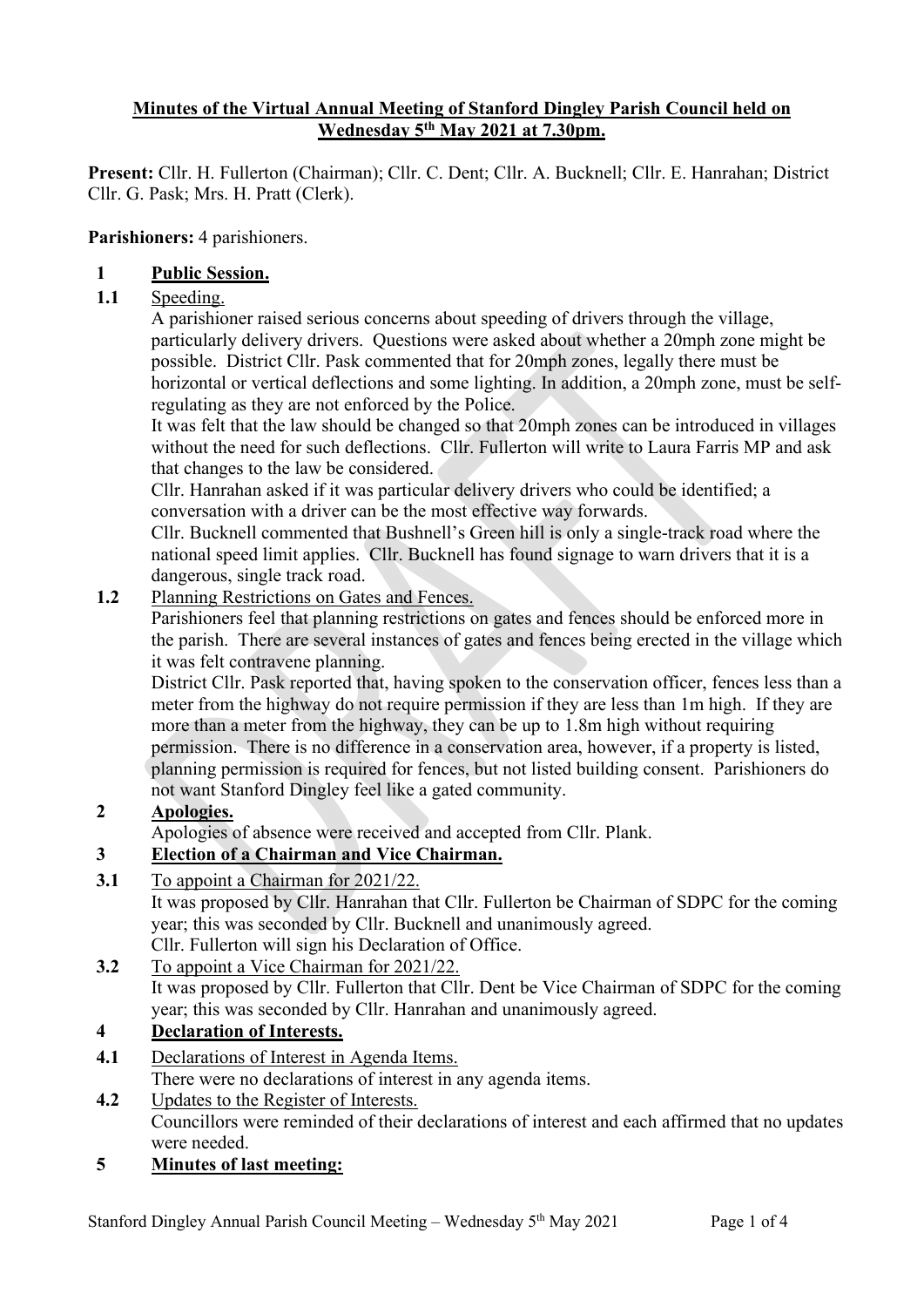**Minutes of the Virtual Annual Meeting of Stanford Dingley Parish Council held on Wednesday 5th May 2021 at 7.30pm.**

**Present:** Cllr. H. Fullerton (Chairman); Cllr. C. Dent; Cllr. A. Bucknell; Cllr. E. Hanrahan; District Cllr. G. Pask; Mrs. H. Pratt (Clerk).

**Parishioners:** 4 parishioners.

**1 Public Session.**

**1.1** Speeding.

A parishioner raised serious concerns about speeding of drivers through the village, particularly delivery drivers. Questions were asked about whether a 20mph zone might be possible. District Cllr. Pask commented that for 20mph zones, legally there must be horizontal or vertical deflections and some lighting. In addition, a 20mph zone, must be self-regulating as they are not enforced by the Police.

It was felt that the law should be changed so that 20mph zones can be introduced in villages without the need for such deflections. Cllr. Fullerton will write to Laura Farris MP and ask that changes to the law be considered.

Cllr. Hanrahan asked if it was particular delivery drivers who could be identified; a conversation with a driver can be the most effective way forwards.

Cllr. Bucknell commented that Bushnell's Green hill is only a single-track road where the national speed limit applies. Cllr. Bucknell has found signage to warn drivers that it is a dangerous, single track road.

**1.2** Planning Restrictions on Gates and Fences.

Parishioners feel that planning restrictions on gates and fences should be enforced more in the parish. There are several instances of gates and fences being erected in the village which it was felt contravene planning.

District Cllr. Pask reported that, having spoken to the conservation officer, fences less than a meter from the highway do not require permission if they are less than 1m high. If they are more than a meter from the highway, they can be up to 1.8m high without requiring permission. There is no difference in a conservation area, however, if a property is listed, planning permission is required for fences, but not listed building consent. Parishioners do not want Stanford Dingley feel like a gated community.

**2 Apologies.**

Apologies of absence were received and accepted from Cllr. Plank.

**3 Election of a Chairman and Vice Chairman.**

**3.1** To appoint a Chairman for 2021/22.

It was proposed by Cllr. Hanrahan that Cllr. Fullerton be Chairman of SDPC for the coming year; this was seconded by Cllr. Bucknell and unanimously agreed.

Cllr. Fullerton will sign his Declaration of Office.

**3.2** To appoint a Vice Chairman for 2021/22.

It was proposed by Cllr. Fullerton that Cllr. Dent be Vice Chairman of SDPC for the coming year; this was seconded by Cllr. Hanrahan and unanimously agreed.

**4 Declaration of Interests.**

**4.1** Declarations of Interest in Agenda Items.

There were no declarations of interest in any agenda items.

**4.2** Updates to the Register of Interests.

Councillors were reminded of their declarations of interest and each affirmed that no updates were needed.

**5 Minutes of last meeting:**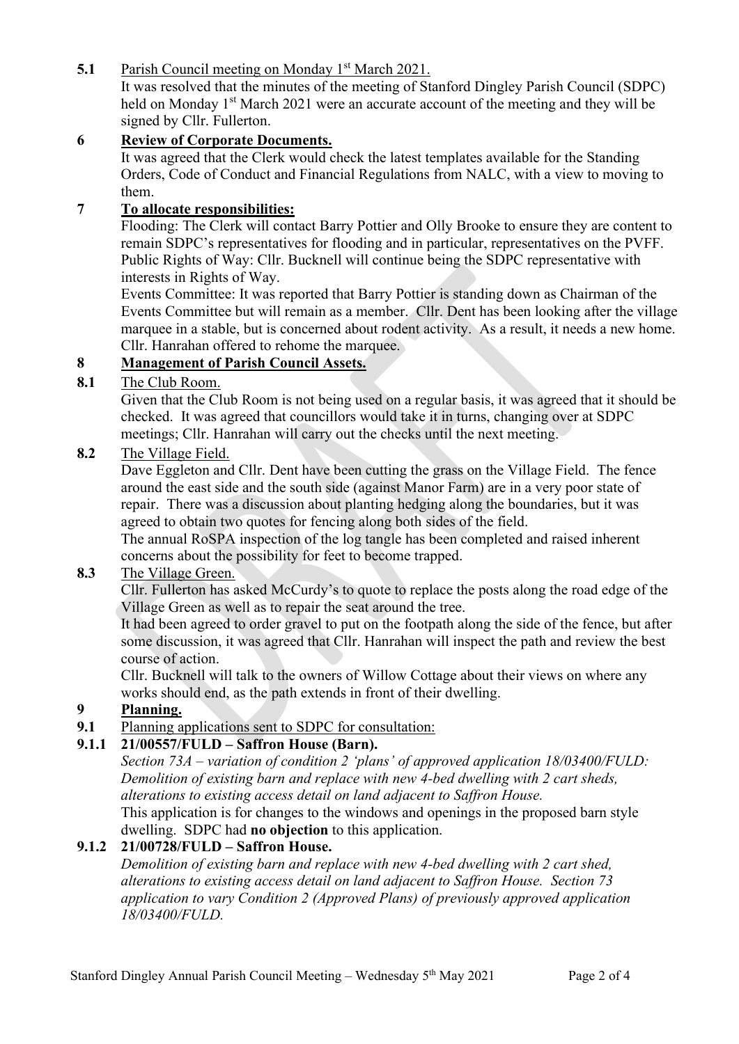**5.1** Parish Council meeting on Monday 1st March 2021.

It was resolved that the minutes of the meeting of Stanford Dingley Parish Council (SDPC) held on Monday 1st March 2021 were an accurate account of the meeting and they will be signed by Cllr. Fullerton.

## 6 Review of Corporate Documents.

It was agreed that the Clerk would check the latest templates available for the Standing Orders, Code of Conduct and Financial Regulations from NALC, with a view to moving to them.

## 7 To allocate responsibilities:

Flooding: The Clerk will contact Barry Pottier and Olly Brooke to ensure they are content to remain SDPC's representatives for flooding and in particular, representatives on the PVFF.

Public Rights of Way: Cllr. Bucknell will continue being the SDPC representative with interests in Rights of Way.

Events Committee: It was reported that Barry Pottier is standing down as Chairman of the Events Committee but will remain as a member. Cllr. Dent has been looking after the village marquee in a stable, but is concerned about rodent activity. As a result, it needs a new home. Cllr. Hanrahan offered to rehome the marquee.

## 8 Management of Parish Council Assets.

**8.1** The Club Room.

Given that the Club Room is not being used on a regular basis, it was agreed that it should be checked. It was agreed that councillors would take it in turns, changing over at SDPC meetings; Cllr. Hanrahan will carry out the checks until the next meeting.

**8.2** The Village Field.

Dave Eggleton and Cllr. Dent have been cutting the grass on the Village Field. The fence around the east side and the south side (against Manor Farm) are in a very poor state of repair. There was a discussion about planting hedging along the boundaries, but it was agreed to obtain two quotes for fencing along both sides of the field.

The annual RoSPA inspection of the log tangle has been completed and raised inherent concerns about the possibility for feet to become trapped.

**8.3** The Village Green.

Cllr. Fullerton has asked McCurdy's to quote to replace the posts along the road edge of the Village Green as well as to repair the seat around the tree.

It had been agreed to order gravel to put on the footpath along the side of the fence, but after some discussion, it was agreed that Cllr. Hanrahan will inspect the path and review the best course of action.

Cllr. Bucknell will talk to the owners of Willow Cottage about their views on where any works should end, as the path extends in front of their dwelling.

## 9 Planning.

**9.1** Planning applications sent to SDPC for consultation:

**9.1.1 21/00557/FULD – Saffron House (Barn).**

*Section 73A – variation of condition 2 'plans' of approved application 18/03400/FULD: Demolition of existing barn and replace with new 4-bed dwelling with 2 cart sheds, alterations to existing access detail on land adjacent to Saffron House.*

This application is for changes to the windows and openings in the proposed barn style dwelling. SDPC had **no objection** to this application.

**9.1.2 21/00728/FULD – Saffron House.**

*Demolition of existing barn and replace with new 4-bed dwelling with 2 cart shed, alterations to existing access detail on land adjacent to Saffron House. Section 73 application to vary Condition 2 (Approved Plans) of previously approved application 18/03400/FULD.*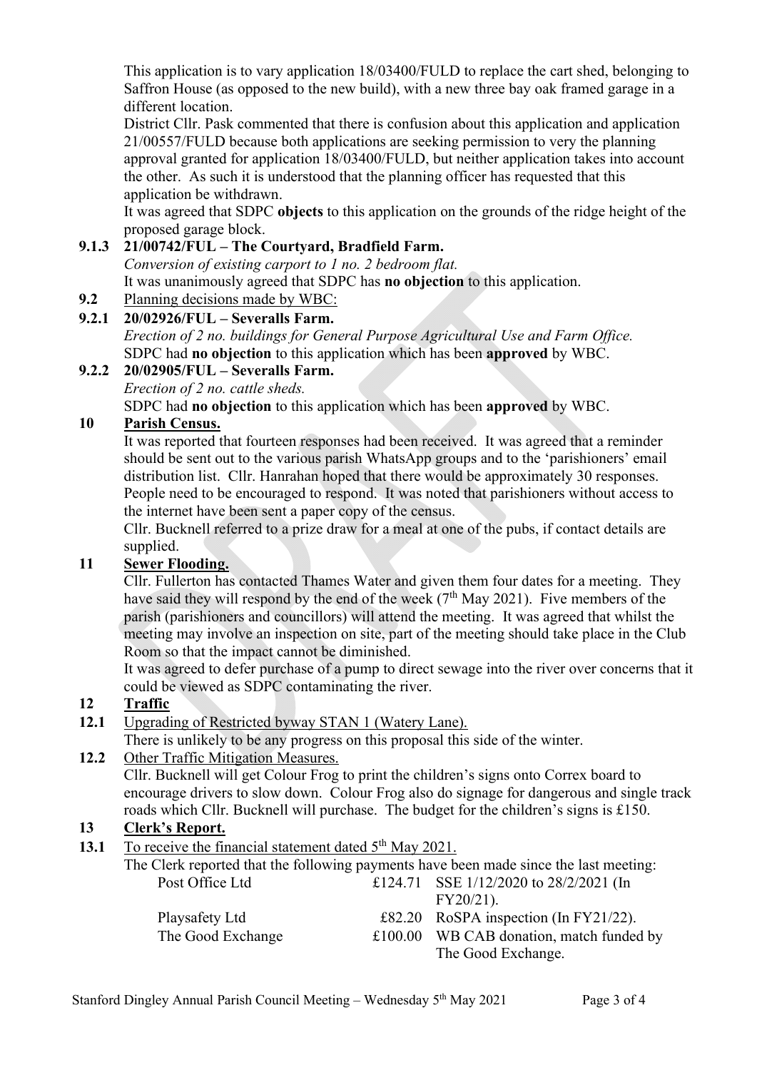This application is to vary application 18/03400/FULD to replace the cart shed, belonging to Saffron House (as opposed to the new build), with a new three bay oak framed garage in a different location.

District Cllr. Pask commented that there is confusion about this application and application 21/00557/FULD because both applications are seeking permission to very the planning approval granted for application 18/03400/FULD, but neither application takes into account the other. As such it is understood that the planning officer has requested that this application be withdrawn.

It was agreed that SDPC **objects** to this application on the grounds of the ridge height of the proposed garage block.

**9.1.3 21/00742/FUL – The Courtyard, Bradfield Farm.**

*Conversion of existing carport to 1 no. 2 bedroom flat.*

It was unanimously agreed that SDPC has **no objection** to this application.

**9.2** Planning decisions made by WBC:

**9.2.1 20/02926/FUL – Severalls Farm.**

*Erection of 2 no. buildings for General Purpose Agricultural Use and Farm Office.*

SDPC had **no objection** to this application which has been **approved** by WBC.

**9.2.2 20/02905/FUL – Severalls Farm.**

*Erection of 2 no. cattle sheds.*

SDPC had **no objection** to this application which has been **approved** by WBC.

## 10 Parish Census.

It was reported that fourteen responses had been received. It was agreed that a reminder should be sent out to the various parish WhatsApp groups and to the 'parishioners' email distribution list. Cllr. Hanrahan hoped that there would be approximately 30 responses. People need to be encouraged to respond. It was noted that parishioners without access to the internet have been sent a paper copy of the census.

Cllr. Bucknell referred to a prize draw for a meal at one of the pubs, if contact details are supplied.

## 11 Sewer Flooding.

Cllr. Fullerton has contacted Thames Water and given them four dates for a meeting. They have said they will respond by the end of the week (7th May 2021). Five members of the parish (parishioners and councillors) will attend the meeting. It was agreed that whilst the meeting may involve an inspection on site, part of the meeting should take place in the Club Room so that the impact cannot be diminished.

It was agreed to defer purchase of a pump to direct sewage into the river over concerns that it could be viewed as SDPC contaminating the river.

## 12 Traffic

**12.1** Upgrading of Restricted byway STAN 1 (Watery Lane).

There is unlikely to be any progress on this proposal this side of the winter.

**12.2** Other Traffic Mitigation Measures.

Cllr. Bucknell will get Colour Frog to print the children's signs onto Correx board to encourage drivers to slow down. Colour Frog also do signage for dangerous and single track roads which Cllr. Bucknell will purchase. The budget for the children's signs is £150.

## 13 Clerk's Report.

**13.1** To receive the financial statement dated 5th May 2021.

The Clerk reported that the following payments have been made since the last meeting:

| | | |
|---|---|---|
| Post Office Ltd | £124.71 | SSE 1/12/2020 to 28/2/2021 (In FY20/21). |
| Playsafety Ltd | £82.20 | RoSPA inspection (In FY21/22). |
| The Good Exchange | £100.00 | WB CAB donation, match funded by The Good Exchange. |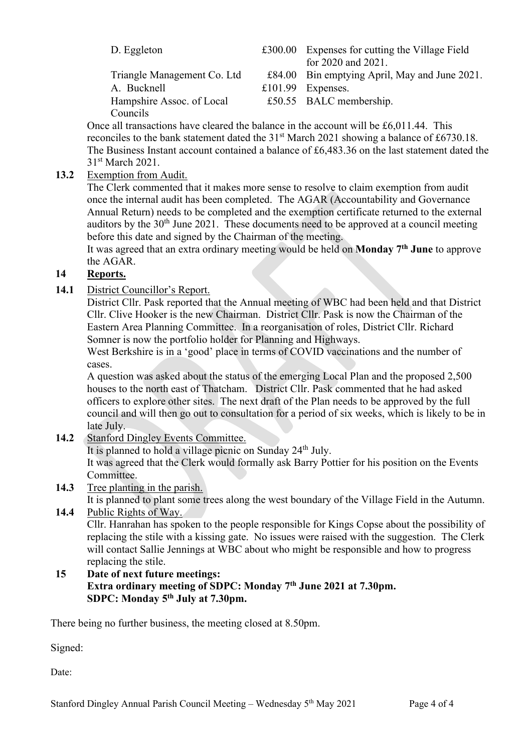| | | |
|---|---|---|
| D. Eggleton | £300.00 | Expenses for cutting the Village Field for 2020 and 2021. |
| Triangle Management Co. Ltd | £84.00 | Bin emptying April, May and June 2021. |
| A. Bucknell | £101.99 | Expenses. |
| Hampshire Assoc. of Local Councils | £50.55 | BALC membership. |

Once all transactions have cleared the balance in the account will be £6,011.44. This reconciles to the bank statement dated the 31st March 2021 showing a balance of £6730.18. The Business Instant account contained a balance of £6,483.36 on the last statement dated the 31st March 2021.

**13.2** Exemption from Audit.

The Clerk commented that it makes more sense to resolve to claim exemption from audit once the internal audit has been completed. The AGAR (Accountability and Governance Annual Return) needs to be completed and the exemption certificate returned to the external auditors by the 30th June 2021. These documents need to be approved at a council meeting before this date and signed by the Chairman of the meeting.

It was agreed that an extra ordinary meeting would be held on **Monday 7th June** to approve the AGAR.

## 14 Reports.

**14.1** District Councillor's Report.

District Cllr. Pask reported that the Annual meeting of WBC had been held and that District Cllr. Clive Hooker is the new Chairman. District Cllr. Pask is now the Chairman of the Eastern Area Planning Committee. In a reorganisation of roles, District Cllr. Richard Somner is now the portfolio holder for Planning and Highways.

West Berkshire is in a 'good' place in terms of COVID vaccinations and the number of cases.

A question was asked about the status of the emerging Local Plan and the proposed 2,500 houses to the north east of Thatcham. District Cllr. Pask commented that he had asked officers to explore other sites. The next draft of the Plan needs to be approved by the full council and will then go out to consultation for a period of six weeks, which is likely to be in late July.

**14.2** Stanford Dingley Events Committee.

It is planned to hold a village picnic on Sunday 24th July.

It was agreed that the Clerk would formally ask Barry Pottier for his position on the Events Committee.

**14.3** Tree planting in the parish.

It is planned to plant some trees along the west boundary of the Village Field in the Autumn.

**14.4** Public Rights of Way.

Cllr. Hanrahan has spoken to the people responsible for Kings Copse about the possibility of replacing the stile with a kissing gate. No issues were raised with the suggestion. The Clerk will contact Sallie Jennings at WBC about who might be responsible and how to progress replacing the stile.

## 15 Date of next future meetings:

**Extra ordinary meeting of SDPC: Monday 7th June 2021 at 7.30pm.**

**SDPC: Monday 5th July at 7.30pm.**

There being no further business, the meeting closed at 8.50pm.

Signed:

Date: